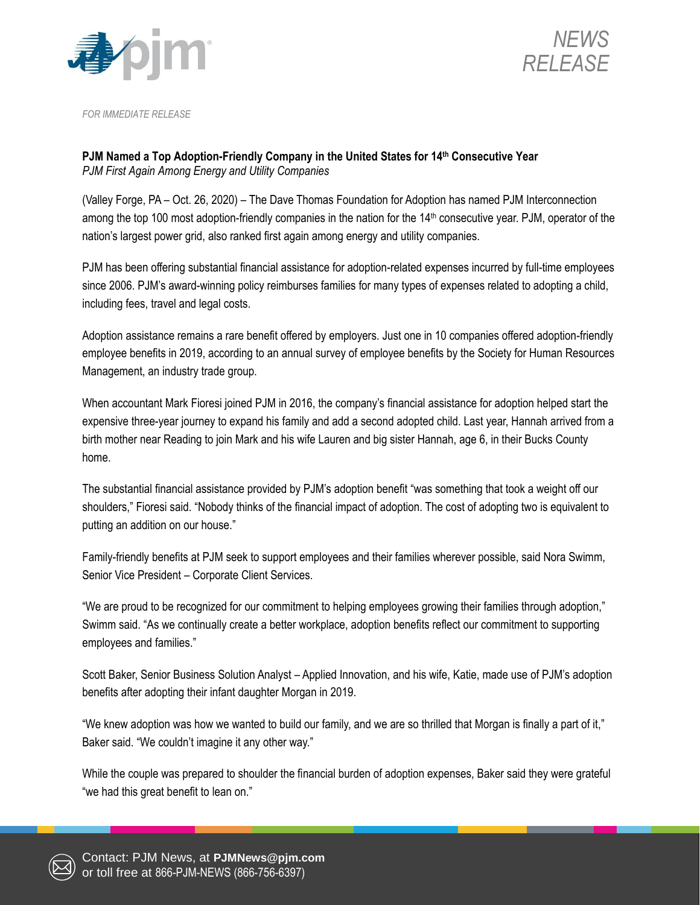NEWS RELEASE

*FOR IMMEDIATE RELEASE*

**PJM Named a Top Adoption-Friendly Company in the United States for 14th Consecutive Year**
*PJM First Again Among Energy and Utility Companies*

(Valley Forge, PA – Oct. 26, 2020) – The Dave Thomas Foundation for Adoption has named PJM Interconnection among the top 100 most adoption-friendly companies in the nation for the 14th consecutive year. PJM, operator of the nation's largest power grid, also ranked first again among energy and utility companies.

PJM has been offering substantial financial assistance for adoption-related expenses incurred by full-time employees since 2006. PJM's award-winning policy reimburses families for many types of expenses related to adopting a child, including fees, travel and legal costs.

Adoption assistance remains a rare benefit offered by employers. Just one in 10 companies offered adoption-friendly employee benefits in 2019, according to an annual survey of employee benefits by the Society for Human Resources Management, an industry trade group.

When accountant Mark Fioresi joined PJM in 2016, the company's financial assistance for adoption helped start the expensive three-year journey to expand his family and add a second adopted child. Last year, Hannah arrived from a birth mother near Reading to join Mark and his wife Lauren and big sister Hannah, age 6, in their Bucks County home.

The substantial financial assistance provided by PJM's adoption benefit "was something that took a weight off our shoulders," Fioresi said. "Nobody thinks of the financial impact of adoption. The cost of adopting two is equivalent to putting an addition on our house."

Family-friendly benefits at PJM seek to support employees and their families wherever possible, said Nora Swimm, Senior Vice President – Corporate Client Services.

"We are proud to be recognized for our commitment to helping employees growing their families through adoption," Swimm said. "As we continually create a better workplace, adoption benefits reflect our commitment to supporting employees and families."

Scott Baker, Senior Business Solution Analyst – Applied Innovation, and his wife, Katie, made use of PJM's adoption benefits after adopting their infant daughter Morgan in 2019.

"We knew adoption was how we wanted to build our family, and we are so thrilled that Morgan is finally a part of it," Baker said. "We couldn't imagine it any other way."

While the couple was prepared to shoulder the financial burden of adoption expenses, Baker said they were grateful "we had this great benefit to lean on."

Contact: PJM News, at **PJMNews@pjm.com**
or toll free at 866-PJM-NEWS (866-756-6397)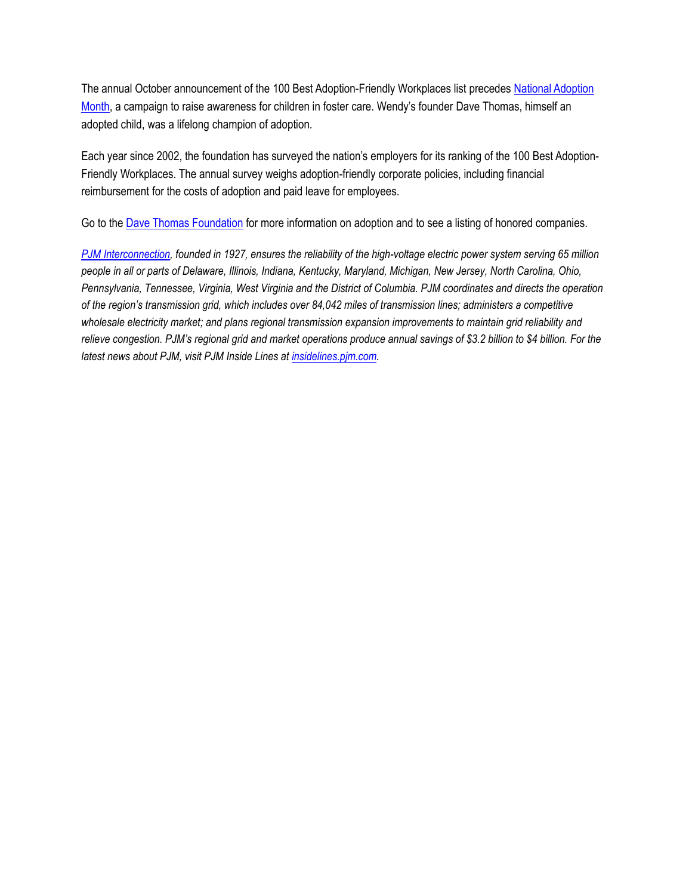The annual October announcement of the 100 Best Adoption-Friendly Workplaces list precedes National Adoption Month, a campaign to raise awareness for children in foster care. Wendy's founder Dave Thomas, himself an adopted child, was a lifelong champion of adoption.

Each year since 2002, the foundation has surveyed the nation's employers for its ranking of the 100 Best Adoption-Friendly Workplaces. The annual survey weighs adoption-friendly corporate policies, including financial reimbursement for the costs of adoption and paid leave for employees.

Go to the Dave Thomas Foundation for more information on adoption and to see a listing of honored companies.

*PJM Interconnection, founded in 1927, ensures the reliability of the high-voltage electric power system serving 65 million people in all or parts of Delaware, Illinois, Indiana, Kentucky, Maryland, Michigan, New Jersey, North Carolina, Ohio, Pennsylvania, Tennessee, Virginia, West Virginia and the District of Columbia. PJM coordinates and directs the operation of the region's transmission grid, which includes over 84,042 miles of transmission lines; administers a competitive wholesale electricity market; and plans regional transmission expansion improvements to maintain grid reliability and relieve congestion. PJM's regional grid and market operations produce annual savings of $3.2 billion to $4 billion. For the latest news about PJM, visit PJM Inside Lines at insidelines.pjm.com.*